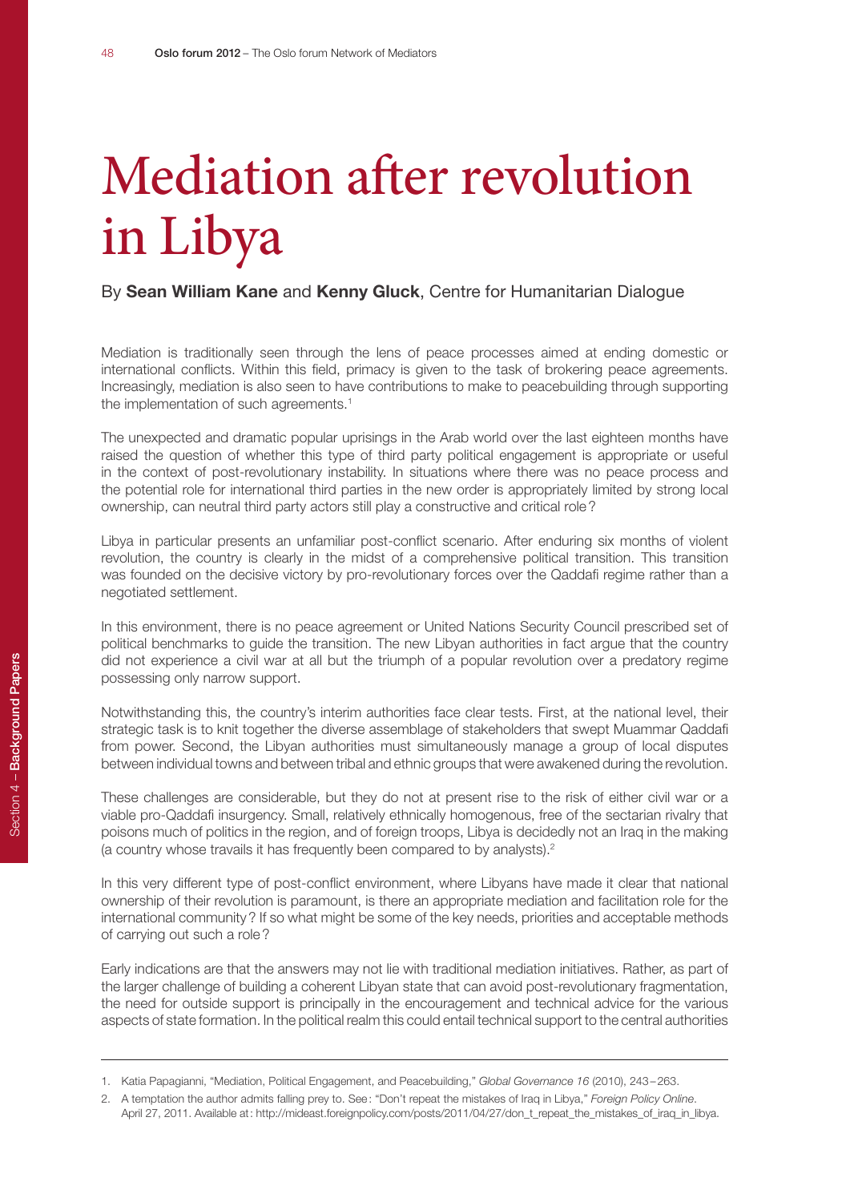# Mediation after revolution in Libya

By **Sean William Kane** and **Kenny Gluck**, Centre for Humanitarian Dialogue

Mediation is traditionally seen through the lens of peace processes aimed at ending domestic or international conflicts. Within this field, primacy is given to the task of brokering peace agreements. Increasingly, mediation is also seen to have contributions to make to peacebuilding through supporting the implementation of such agreements.[1]

The unexpected and dramatic popular uprisings in the Arab world over the last eighteen months have raised the question of whether this type of third party political engagement is appropriate or useful in the context of post-revolutionary instability. In situations where there was no peace process and the potential role for international third parties in the new order is appropriately limited by strong local ownership, can neutral third party actors still play a constructive and critical role?

Libya in particular presents an unfamiliar post-conflict scenario. After enduring six months of violent revolution, the country is clearly in the midst of a comprehensive political transition. This transition was founded on the decisive victory by pro-revolutionary forces over the Qaddafi regime rather than a negotiated settlement.

In this environment, there is no peace agreement or United Nations Security Council prescribed set of political benchmarks to guide the transition. The new Libyan authorities in fact argue that the country did not experience a civil war at all but the triumph of a popular revolution over a predatory regime possessing only narrow support.

Notwithstanding this, the country's interim authorities face clear tests. First, at the national level, their strategic task is to knit together the diverse assemblage of stakeholders that swept Muammar Qaddafi from power. Second, the Libyan authorities must simultaneously manage a group of local disputes between individual towns and between tribal and ethnic groups that were awakened during the revolution.

These challenges are considerable, but they do not at present rise to the risk of either civil war or a viable pro-Qaddafi insurgency. Small, relatively ethnically homogenous, free of the sectarian rivalry that poisons much of politics in the region, and of foreign troops, Libya is decidedly not an Iraq in the making (a country whose travails it has frequently been compared to by analysts).[2]

In this very different type of post-conflict environment, where Libyans have made it clear that national ownership of their revolution is paramount, is there an appropriate mediation and facilitation role for the international community? If so what might be some of the key needs, priorities and acceptable methods of carrying out such a role?

Early indications are that the answers may not lie with traditional mediation initiatives. Rather, as part of the larger challenge of building a coherent Libyan state that can avoid post-revolutionary fragmentation, the need for outside support is principally in the encouragement and technical advice for the various aspects of state formation. In the political realm this could entail technical support to the central authorities

---

1. Katia Papagianni, "Mediation, Political Engagement, and Peacebuilding," *Global Governance 16* (2010), 243–263.
2. A temptation the author admits falling prey to. See: "Don't repeat the mistakes of Iraq in Libya," *Foreign Policy Online*. April 27, 2011. Available at: http://mideast.foreignpolicy.com/posts/2011/04/27/don_t_repeat_the_mistakes_of_iraq_in_libya.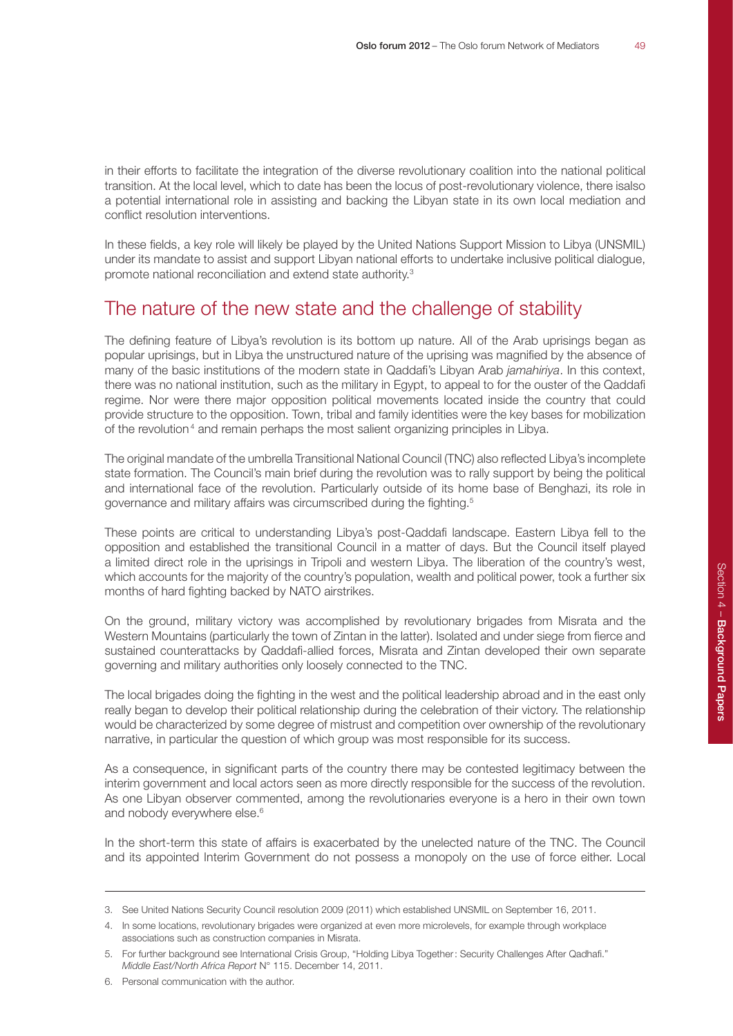in their efforts to facilitate the integration of the diverse revolutionary coalition into the national political transition. At the local level, which to date has been the locus of post-revolutionary violence, there isalso a potential international role in assisting and backing the Libyan state in its own local mediation and conflict resolution interventions.

In these fields, a key role will likely be played by the United Nations Support Mission to Libya (UNSMIL) under its mandate to assist and support Libyan national efforts to undertake inclusive political dialogue, promote national reconciliation and extend state authority.[3]

## The nature of the new state and the challenge of stability

The defining feature of Libya's revolution is its bottom up nature. All of the Arab uprisings began as popular uprisings, but in Libya the unstructured nature of the uprising was magnified by the absence of many of the basic institutions of the modern state in Qaddafi's Libyan Arab *jamahiriya*. In this context, there was no national institution, such as the military in Egypt, to appeal to for the ouster of the Qaddafi regime. Nor were there major opposition political movements located inside the country that could provide structure to the opposition. Town, tribal and family identities were the key bases for mobilization of the revolution[4] and remain perhaps the most salient organizing principles in Libya.

The original mandate of the umbrella Transitional National Council (TNC) also reflected Libya's incomplete state formation. The Council's main brief during the revolution was to rally support by being the political and international face of the revolution. Particularly outside of its home base of Benghazi, its role in governance and military affairs was circumscribed during the fighting.[5]

These points are critical to understanding Libya's post-Qaddafi landscape. Eastern Libya fell to the opposition and established the transitional Council in a matter of days. But the Council itself played a limited direct role in the uprisings in Tripoli and western Libya. The liberation of the country's west, which accounts for the majority of the country's population, wealth and political power, took a further six months of hard fighting backed by NATO airstrikes.

On the ground, military victory was accomplished by revolutionary brigades from Misrata and the Western Mountains (particularly the town of Zintan in the latter). Isolated and under siege from fierce and sustained counterattacks by Qaddafi-allied forces, Misrata and Zintan developed their own separate governing and military authorities only loosely connected to the TNC.

The local brigades doing the fighting in the west and the political leadership abroad and in the east only really began to develop their political relationship during the celebration of their victory. The relationship would be characterized by some degree of mistrust and competition over ownership of the revolutionary narrative, in particular the question of which group was most responsible for its success.

As a consequence, in significant parts of the country there may be contested legitimacy between the interim government and local actors seen as more directly responsible for the success of the revolution. As one Libyan observer commented, among the revolutionaries everyone is a hero in their own town and nobody everywhere else.[6]

In the short-term this state of affairs is exacerbated by the unelected nature of the TNC. The Council and its appointed Interim Government do not possess a monopoly on the use of force either. Local

---

3. See United Nations Security Council resolution 2009 (2011) which established UNSMIL on September 16, 2011.
4. In some locations, revolutionary brigades were organized at even more microlevels, for example through workplace associations such as construction companies in Misrata.
5. For further background see International Crisis Group, "Holding Libya Together: Security Challenges After Qadhafi." *Middle East/North Africa Report* N° 115. December 14, 2011.
6. Personal communication with the author.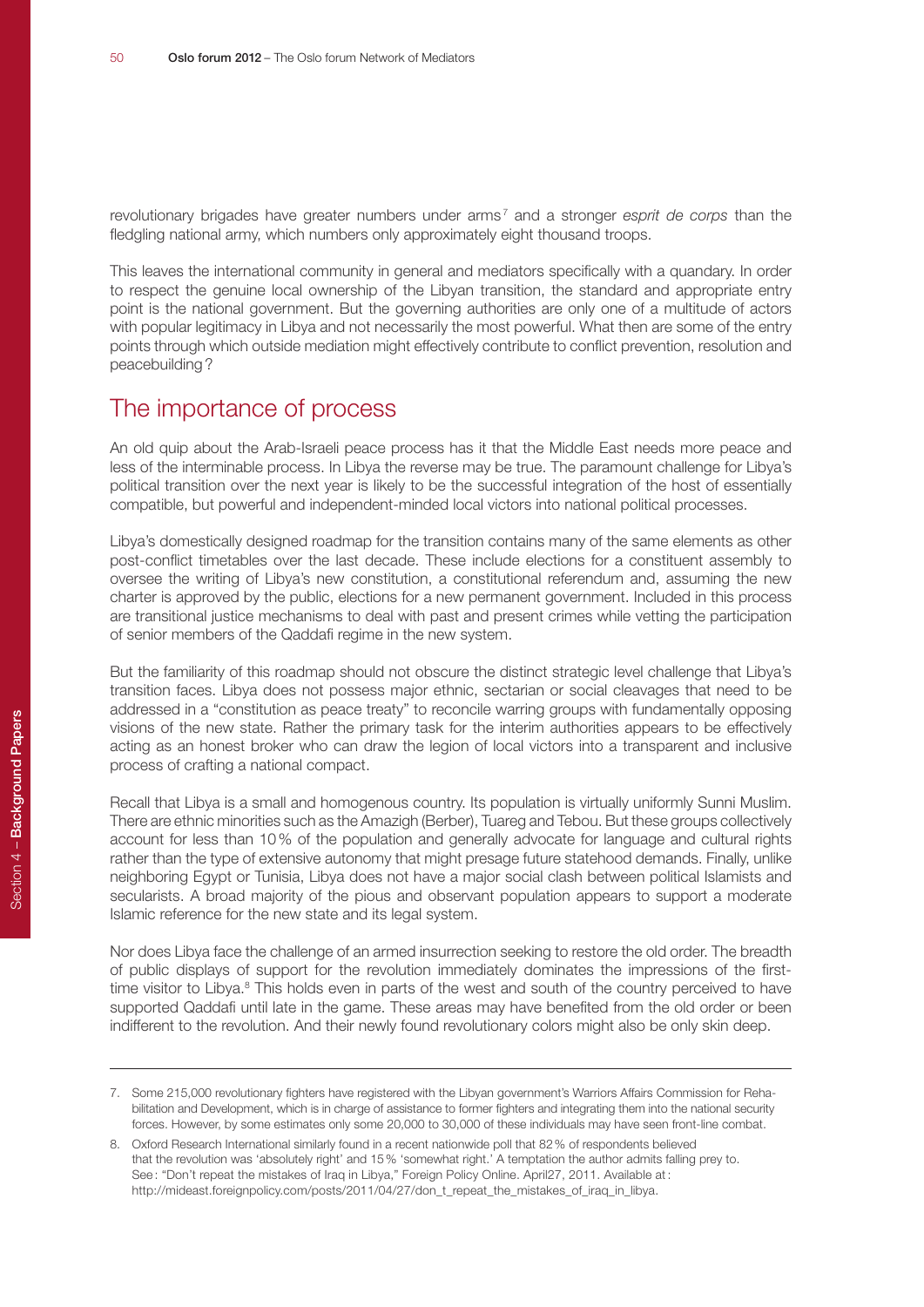revolutionary brigades have greater numbers under arms[7] and a stronger *esprit de corps* than the fledgling national army, which numbers only approximately eight thousand troops.

This leaves the international community in general and mediators specifically with a quandary. In order to respect the genuine local ownership of the Libyan transition, the standard and appropriate entry point is the national government. But the governing authorities are only one of a multitude of actors with popular legitimacy in Libya and not necessarily the most powerful. What then are some of the entry points through which outside mediation might effectively contribute to conflict prevention, resolution and peacebuilding?

## The importance of process

An old quip about the Arab-Israeli peace process has it that the Middle East needs more peace and less of the interminable process. In Libya the reverse may be true. The paramount challenge for Libya's political transition over the next year is likely to be the successful integration of the host of essentially compatible, but powerful and independent-minded local victors into national political processes.

Libya's domestically designed roadmap for the transition contains many of the same elements as other post-conflict timetables over the last decade. These include elections for a constituent assembly to oversee the writing of Libya's new constitution, a constitutional referendum and, assuming the new charter is approved by the public, elections for a new permanent government. Included in this process are transitional justice mechanisms to deal with past and present crimes while vetting the participation of senior members of the Qaddafi regime in the new system.

But the familiarity of this roadmap should not obscure the distinct strategic level challenge that Libya's transition faces. Libya does not possess major ethnic, sectarian or social cleavages that need to be addressed in a "constitution as peace treaty" to reconcile warring groups with fundamentally opposing visions of the new state. Rather the primary task for the interim authorities appears to be effectively acting as an honest broker who can draw the legion of local victors into a transparent and inclusive process of crafting a national compact.

Recall that Libya is a small and homogenous country. Its population is virtually uniformly Sunni Muslim. There are ethnic minorities such as the Amazigh (Berber), Tuareg and Tebou. But these groups collectively account for less than 10% of the population and generally advocate for language and cultural rights rather than the type of extensive autonomy that might presage future statehood demands. Finally, unlike neighboring Egypt or Tunisia, Libya does not have a major social clash between political Islamists and secularists. A broad majority of the pious and observant population appears to support a moderate Islamic reference for the new state and its legal system.

Nor does Libya face the challenge of an armed insurrection seeking to restore the old order. The breadth of public displays of support for the revolution immediately dominates the impressions of the first-time visitor to Libya.[8] This holds even in parts of the west and south of the country perceived to have supported Qaddafi until late in the game. These areas may have benefited from the old order or been indifferent to the revolution. And their newly found revolutionary colors might also be only skin deep.

---

7. Some 215,000 revolutionary fighters have registered with the Libyan government's Warriors Affairs Commission for Rehabilitation and Development, which is in charge of assistance to former fighters and integrating them into the national security forces. However, by some estimates only some 20,000 to 30,000 of these individuals may have seen front-line combat.

8. Oxford Research International similarly found in a recent nationwide poll that 82% of respondents believed that the revolution was 'absolutely right' and 15% 'somewhat right.' A temptation the author admits falling prey to. See: "Don't repeat the mistakes of Iraq in Libya," Foreign Policy Online. April27, 2011. Available at: http://mideast.foreignpolicy.com/posts/2011/04/27/don_t_repeat_the_mistakes_of_iraq_in_libya.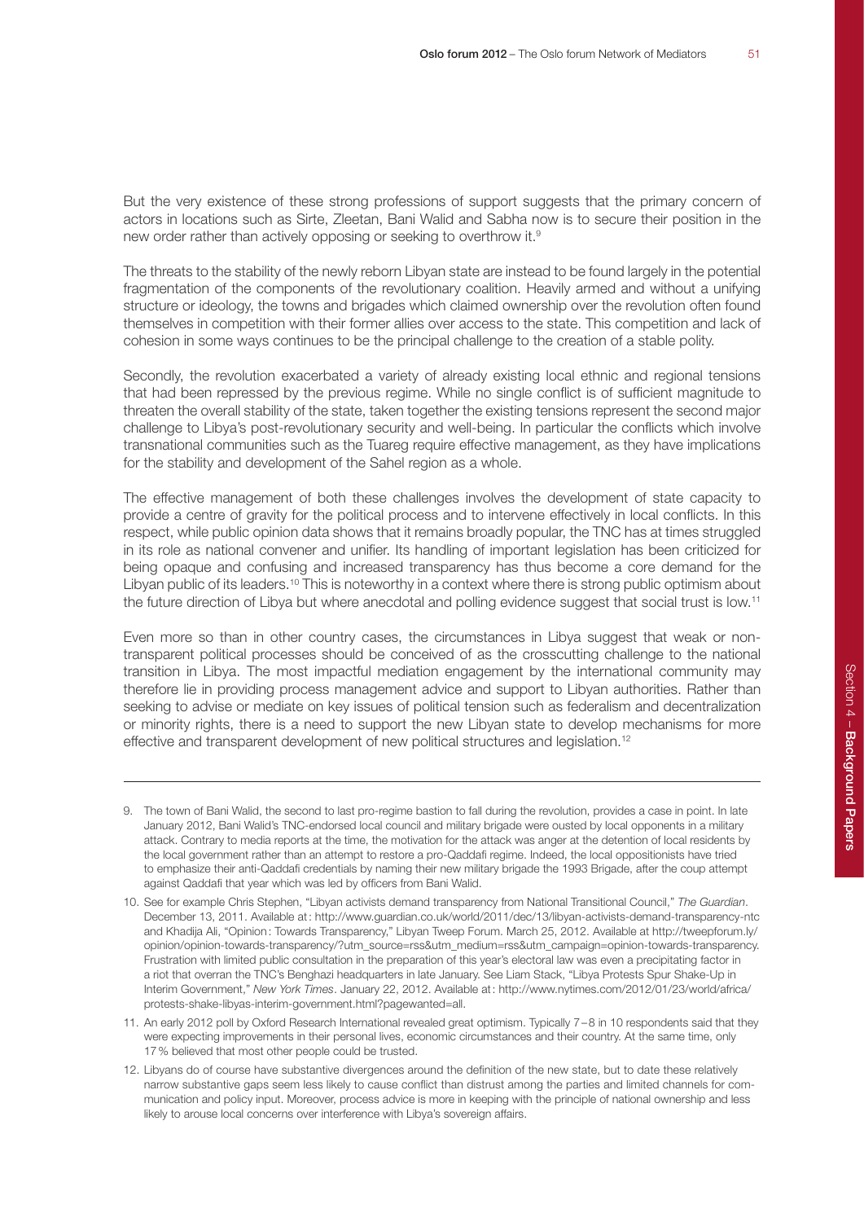But the very existence of these strong professions of support suggests that the primary concern of actors in locations such as Sirte, Zleetan, Bani Walid and Sabha now is to secure their position in the new order rather than actively opposing or seeking to overthrow it.[9]

The threats to the stability of the newly reborn Libyan state are instead to be found largely in the potential fragmentation of the components of the revolutionary coalition. Heavily armed and without a unifying structure or ideology, the towns and brigades which claimed ownership over the revolution often found themselves in competition with their former allies over access to the state. This competition and lack of cohesion in some ways continues to be the principal challenge to the creation of a stable polity.

Secondly, the revolution exacerbated a variety of already existing local ethnic and regional tensions that had been repressed by the previous regime. While no single conflict is of sufficient magnitude to threaten the overall stability of the state, taken together the existing tensions represent the second major challenge to Libya's post-revolutionary security and well-being. In particular the conflicts which involve transnational communities such as the Tuareg require effective management, as they have implications for the stability and development of the Sahel region as a whole.

The effective management of both these challenges involves the development of state capacity to provide a centre of gravity for the political process and to intervene effectively in local conflicts. In this respect, while public opinion data shows that it remains broadly popular, the TNC has at times struggled in its role as national convener and unifier. Its handling of important legislation has been criticized for being opaque and confusing and increased transparency has thus become a core demand for the Libyan public of its leaders.[10] This is noteworthy in a context where there is strong public optimism about the future direction of Libya but where anecdotal and polling evidence suggest that social trust is low.[11]

Even more so than in other country cases, the circumstances in Libya suggest that weak or non-transparent political processes should be conceived of as the crosscutting challenge to the national transition in Libya. The most impactful mediation engagement by the international community may therefore lie in providing process management advice and support to Libyan authorities. Rather than seeking to advise or mediate on key issues of political tension such as federalism and decentralization or minority rights, there is a need to support the new Libyan state to develop mechanisms for more effective and transparent development of new political structures and legislation.[12]

---

9. The town of Bani Walid, the second to last pro-regime bastion to fall during the revolution, provides a case in point. In late January 2012, Bani Walid's TNC-endorsed local council and military brigade were ousted by local opponents in a military attack. Contrary to media reports at the time, the motivation for the attack was anger at the detention of local residents by the local government rather than an attempt to restore a pro-Qaddafi regime. Indeed, the local oppositionists have tried to emphasize their anti-Qaddafi credentials by naming their new military brigade the 1993 Brigade, after the coup attempt against Qaddafi that year which was led by officers from Bani Walid.

10. See for example Chris Stephen, "Libyan activists demand transparency from National Transitional Council," *The Guardian*. December 13, 2011. Available at: http://www.guardian.co.uk/world/2011/dec/13/libyan-activists-demand-transparency-ntc and Khadija Ali, "Opinion: Towards Transparency," Libyan Tweep Forum. March 25, 2012. Available at http://tweepforum.ly/opinion/opinion-towards-transparency/?utm_source=rss&utm_medium=rss&utm_campaign=opinion-towards-transparency. Frustration with limited public consultation in the preparation of this year's electoral law was even a precipitating factor in a riot that overran the TNC's Benghazi headquarters in late January. See Liam Stack, "Libya Protests Spur Shake-Up in Interim Government," *New York Times*. January 22, 2012. Available at: http://www.nytimes.com/2012/01/23/world/africa/protests-shake-libyas-interim-government.html?pagewanted=all.

11. An early 2012 poll by Oxford Research International revealed great optimism. Typically 7–8 in 10 respondents said that they were expecting improvements in their personal lives, economic circumstances and their country. At the same time, only 17% believed that most other people could be trusted.

12. Libyans do of course have substantive divergences around the definition of the new state, but to date these relatively narrow substantive gaps seem less likely to cause conflict than distrust among the parties and limited channels for communication and policy input. Moreover, process advice is more in keeping with the principle of national ownership and less likely to arouse local concerns over interference with Libya's sovereign affairs.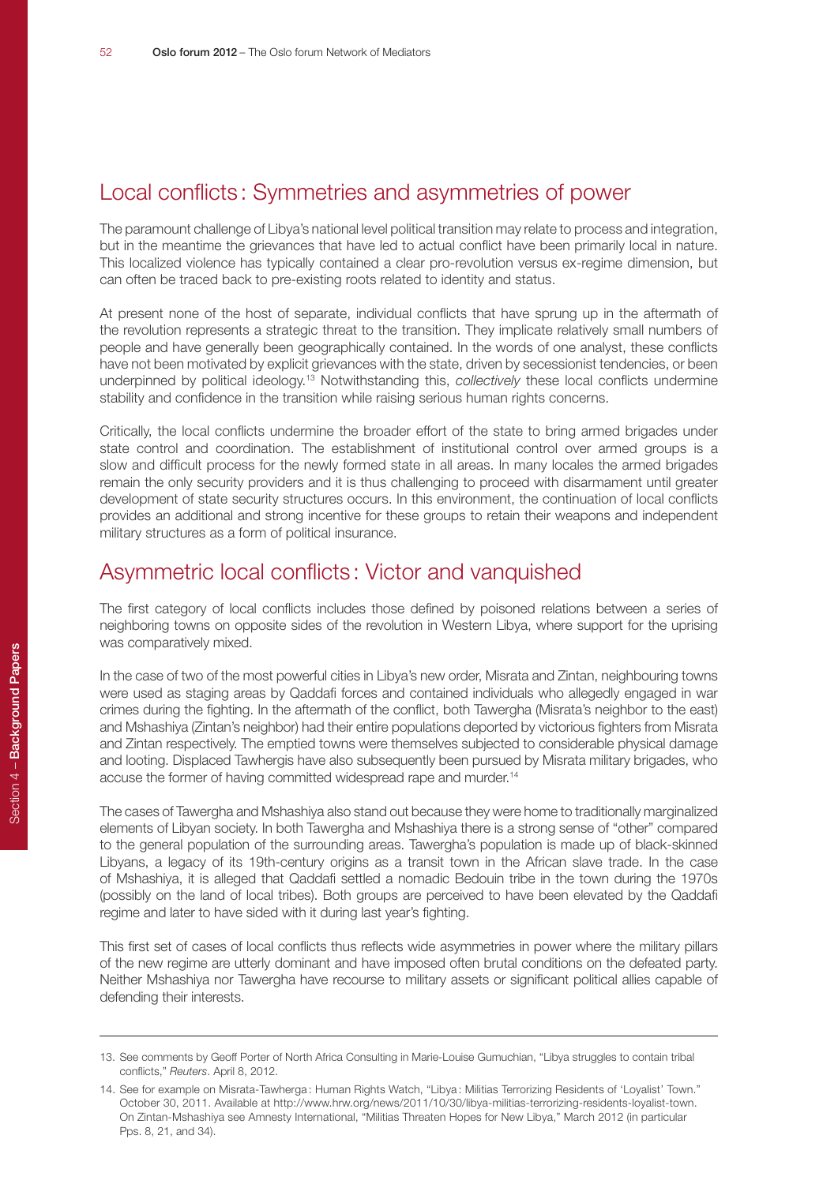## Local conflicts : Symmetries and asymmetries of power

The paramount challenge of Libya's national level political transition may relate to process and integration, but in the meantime the grievances that have led to actual conflict have been primarily local in nature. This localized violence has typically contained a clear pro-revolution versus ex-regime dimension, but can often be traced back to pre-existing roots related to identity and status.

At present none of the host of separate, individual conflicts that have sprung up in the aftermath of the revolution represents a strategic threat to the transition. They implicate relatively small numbers of people and have generally been geographically contained. In the words of one analyst, these conflicts have not been motivated by explicit grievances with the state, driven by secessionist tendencies, or been underpinned by political ideology.[13] Notwithstanding this, *collectively* these local conflicts undermine stability and confidence in the transition while raising serious human rights concerns.

Critically, the local conflicts undermine the broader effort of the state to bring armed brigades under state control and coordination. The establishment of institutional control over armed groups is a slow and difficult process for the newly formed state in all areas. In many locales the armed brigades remain the only security providers and it is thus challenging to proceed with disarmament until greater development of state security structures occurs. In this environment, the continuation of local conflicts provides an additional and strong incentive for these groups to retain their weapons and independent military structures as a form of political insurance.

## Asymmetric local conflicts : Victor and vanquished

The first category of local conflicts includes those defined by poisoned relations between a series of neighboring towns on opposite sides of the revolution in Western Libya, where support for the uprising was comparatively mixed.

In the case of two of the most powerful cities in Libya's new order, Misrata and Zintan, neighbouring towns were used as staging areas by Qaddafi forces and contained individuals who allegedly engaged in war crimes during the fighting. In the aftermath of the conflict, both Tawergha (Misrata's neighbor to the east) and Mshashiya (Zintan's neighbor) had their entire populations deported by victorious fighters from Misrata and Zintan respectively. The emptied towns were themselves subjected to considerable physical damage and looting. Displaced Tawhergis have also subsequently been pursued by Misrata military brigades, who accuse the former of having committed widespread rape and murder.[14]

The cases of Tawergha and Mshashiya also stand out because they were home to traditionally marginalized elements of Libyan society. In both Tawergha and Mshashiya there is a strong sense of "other" compared to the general population of the surrounding areas. Tawergha's population is made up of black-skinned Libyans, a legacy of its 19th-century origins as a transit town in the African slave trade. In the case of Mshashiya, it is alleged that Qaddafi settled a nomadic Bedouin tribe in the town during the 1970s (possibly on the land of local tribes). Both groups are perceived to have been elevated by the Qaddafi regime and later to have sided with it during last year's fighting.

This first set of cases of local conflicts thus reflects wide asymmetries in power where the military pillars of the new regime are utterly dominant and have imposed often brutal conditions on the defeated party. Neither Mshashiya nor Tawergha have recourse to military assets or significant political allies capable of defending their interests.

---

13. See comments by Geoff Porter of North Africa Consulting in Marie-Louise Gumuchian, "Libya struggles to contain tribal conflicts," *Reuters*. April 8, 2012.

14. See for example on Misrata-Tawherga : Human Rights Watch, "Libya : Militias Terrorizing Residents of 'Loyalist' Town." October 30, 2011. Available at http://www.hrw.org/news/2011/10/30/libya-militias-terrorizing-residents-loyalist-town. On Zintan-Mshashiya see Amnesty International, "Militias Threaten Hopes for New Libya," March 2012 (in particular Pps. 8, 21, and 34).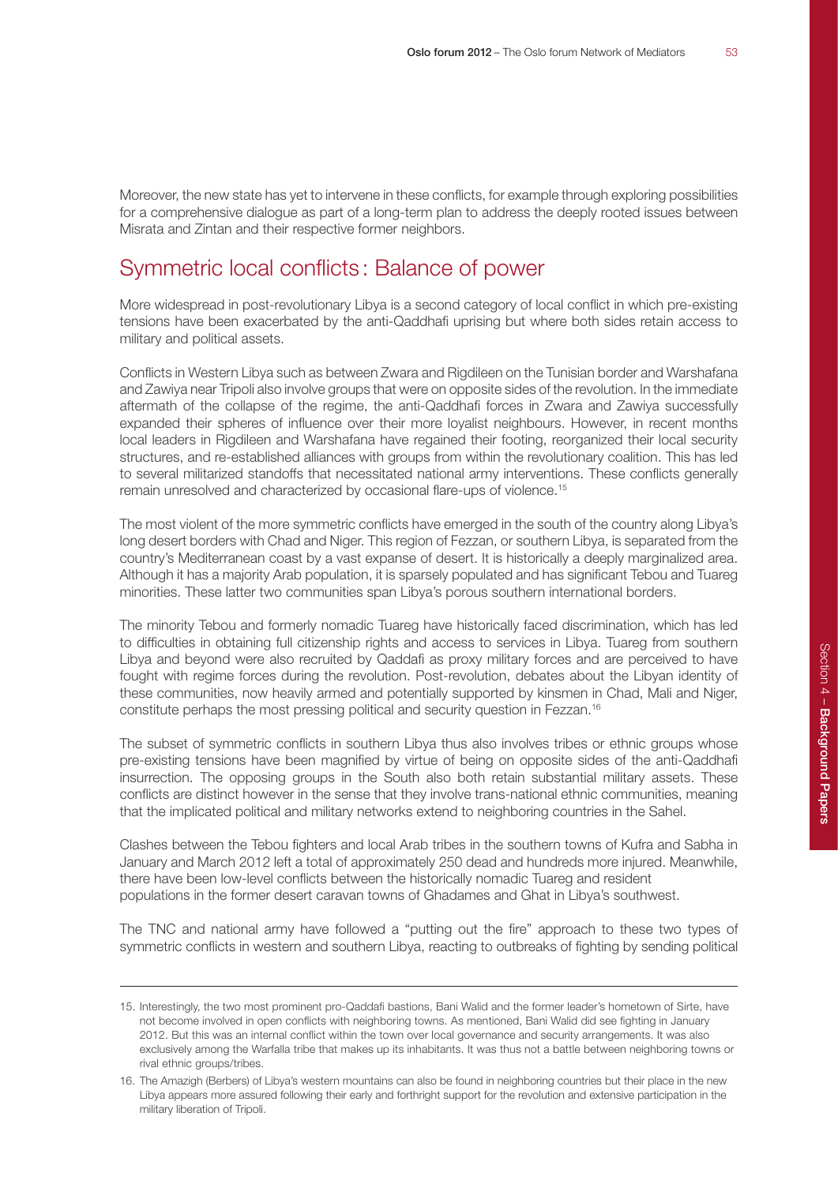Moreover, the new state has yet to intervene in these conflicts, for example through exploring possibilities for a comprehensive dialogue as part of a long-term plan to address the deeply rooted issues between Misrata and Zintan and their respective former neighbors.

## Symmetric local conflicts: Balance of power

More widespread in post-revolutionary Libya is a second category of local conflict in which pre-existing tensions have been exacerbated by the anti-Qaddhafi uprising but where both sides retain access to military and political assets.

Conflicts in Western Libya such as between Zwara and Rigdileen on the Tunisian border and Warshafana and Zawiya near Tripoli also involve groups that were on opposite sides of the revolution. In the immediate aftermath of the collapse of the regime, the anti-Qaddhafi forces in Zwara and Zawiya successfully expanded their spheres of influence over their more loyalist neighbours. However, in recent months local leaders in Rigdileen and Warshafana have regained their footing, reorganized their local security structures, and re-established alliances with groups from within the revolutionary coalition. This has led to several militarized standoffs that necessitated national army interventions. These conflicts generally remain unresolved and characterized by occasional flare-ups of violence.[15]

The most violent of the more symmetric conflicts have emerged in the south of the country along Libya's long desert borders with Chad and Niger. This region of Fezzan, or southern Libya, is separated from the country's Mediterranean coast by a vast expanse of desert. It is historically a deeply marginalized area. Although it has a majority Arab population, it is sparsely populated and has significant Tebou and Tuareg minorities. These latter two communities span Libya's porous southern international borders.

The minority Tebou and formerly nomadic Tuareg have historically faced discrimination, which has led to difficulties in obtaining full citizenship rights and access to services in Libya. Tuareg from southern Libya and beyond were also recruited by Qaddafi as proxy military forces and are perceived to have fought with regime forces during the revolution. Post-revolution, debates about the Libyan identity of these communities, now heavily armed and potentially supported by kinsmen in Chad, Mali and Niger, constitute perhaps the most pressing political and security question in Fezzan.[16]

The subset of symmetric conflicts in southern Libya thus also involves tribes or ethnic groups whose pre-existing tensions have been magnified by virtue of being on opposite sides of the anti-Qaddhafi insurrection. The opposing groups in the South also both retain substantial military assets. These conflicts are distinct however in the sense that they involve trans-national ethnic communities, meaning that the implicated political and military networks extend to neighboring countries in the Sahel.

Clashes between the Tebou fighters and local Arab tribes in the southern towns of Kufra and Sabha in January and March 2012 left a total of approximately 250 dead and hundreds more injured. Meanwhile, there have been low-level conflicts between the historically nomadic Tuareg and resident populations in the former desert caravan towns of Ghadames and Ghat in Libya's southwest.

The TNC and national army have followed a "putting out the fire" approach to these two types of symmetric conflicts in western and southern Libya, reacting to outbreaks of fighting by sending political

---

15. Interestingly, the two most prominent pro-Qaddafi bastions, Bani Walid and the former leader's hometown of Sirte, have not become involved in open conflicts with neighboring towns. As mentioned, Bani Walid did see fighting in January 2012. But this was an internal conflict within the town over local governance and security arrangements. It was also exclusively among the Warfalla tribe that makes up its inhabitants. It was thus not a battle between neighboring towns or rival ethnic groups/tribes.

16. The Amazigh (Berbers) of Libya's western mountains can also be found in neighboring countries but their place in the new Libya appears more assured following their early and forthright support for the revolution and extensive participation in the military liberation of Tripoli.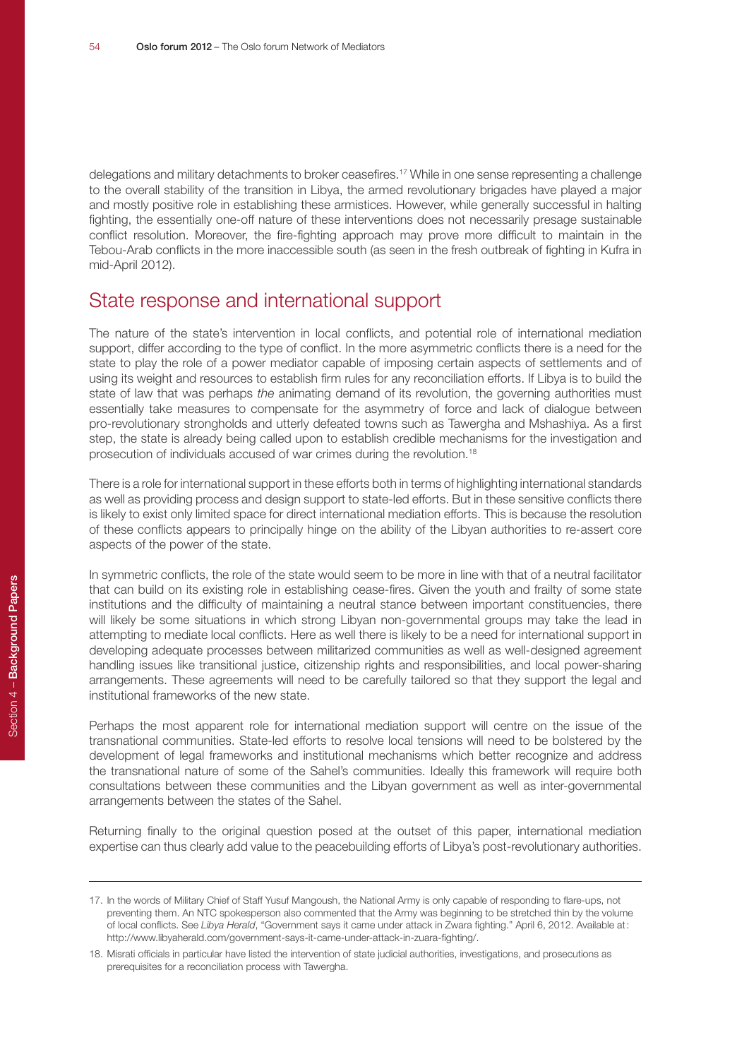delegations and military detachments to broker ceasefires.[17] While in one sense representing a challenge to the overall stability of the transition in Libya, the armed revolutionary brigades have played a major and mostly positive role in establishing these armistices. However, while generally successful in halting fighting, the essentially one-off nature of these interventions does not necessarily presage sustainable conflict resolution. Moreover, the fire-fighting approach may prove more difficult to maintain in the Tebou-Arab conflicts in the more inaccessible south (as seen in the fresh outbreak of fighting in Kufra in mid-April 2012).

## State response and international support

The nature of the state's intervention in local conflicts, and potential role of international mediation support, differ according to the type of conflict. In the more asymmetric conflicts there is a need for the state to play the role of a power mediator capable of imposing certain aspects of settlements and of using its weight and resources to establish firm rules for any reconciliation efforts. If Libya is to build the state of law that was perhaps *the* animating demand of its revolution, the governing authorities must essentially take measures to compensate for the asymmetry of force and lack of dialogue between pro-revolutionary strongholds and utterly defeated towns such as Tawergha and Mshashiya. As a first step, the state is already being called upon to establish credible mechanisms for the investigation and prosecution of individuals accused of war crimes during the revolution.[18]

There is a role for international support in these efforts both in terms of highlighting international standards as well as providing process and design support to state-led efforts. But in these sensitive conflicts there is likely to exist only limited space for direct international mediation efforts. This is because the resolution of these conflicts appears to principally hinge on the ability of the Libyan authorities to re-assert core aspects of the power of the state.

In symmetric conflicts, the role of the state would seem to be more in line with that of a neutral facilitator that can build on its existing role in establishing cease-fires. Given the youth and frailty of some state institutions and the difficulty of maintaining a neutral stance between important constituencies, there will likely be some situations in which strong Libyan non-governmental groups may take the lead in attempting to mediate local conflicts. Here as well there is likely to be a need for international support in developing adequate processes between militarized communities as well as well-designed agreement handling issues like transitional justice, citizenship rights and responsibilities, and local power-sharing arrangements. These agreements will need to be carefully tailored so that they support the legal and institutional frameworks of the new state.

Perhaps the most apparent role for international mediation support will centre on the issue of the transnational communities. State-led efforts to resolve local tensions will need to be bolstered by the development of legal frameworks and institutional mechanisms which better recognize and address the transnational nature of some of the Sahel's communities. Ideally this framework will require both consultations between these communities and the Libyan government as well as inter-governmental arrangements between the states of the Sahel.

Returning finally to the original question posed at the outset of this paper, international mediation expertise can thus clearly add value to the peacebuilding efforts of Libya's post-revolutionary authorities.

---

17. In the words of Military Chief of Staff Yusuf Mangoush, the National Army is only capable of responding to flare-ups, not preventing them. An NTC spokesperson also commented that the Army was beginning to be stretched thin by the volume of local conflicts. See *Libya Herald*, "Government says it came under attack in Zwara fighting." April 6, 2012. Available at: http://www.libyaherald.com/government-says-it-came-under-attack-in-zuara-fighting/.

18. Misrati officials in particular have listed the intervention of state judicial authorities, investigations, and prosecutions as prerequisites for a reconciliation process with Tawergha.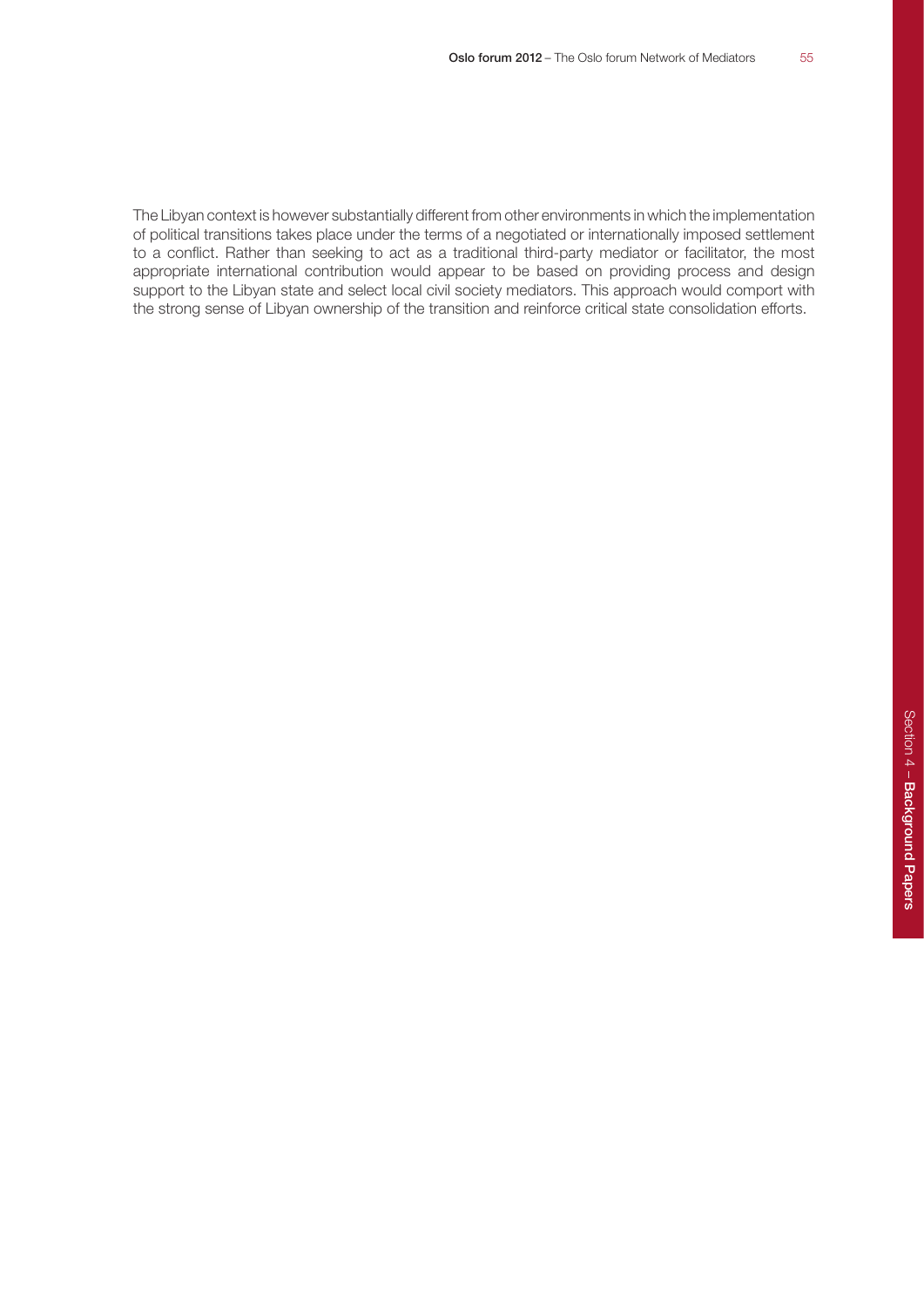The Libyan context is however substantially different from other environments in which the implementation of political transitions takes place under the terms of a negotiated or internationally imposed settlement to a conflict. Rather than seeking to act as a traditional third-party mediator or facilitator, the most appropriate international contribution would appear to be based on providing process and design support to the Libyan state and select local civil society mediators. This approach would comport with the strong sense of Libyan ownership of the transition and reinforce critical state consolidation efforts.